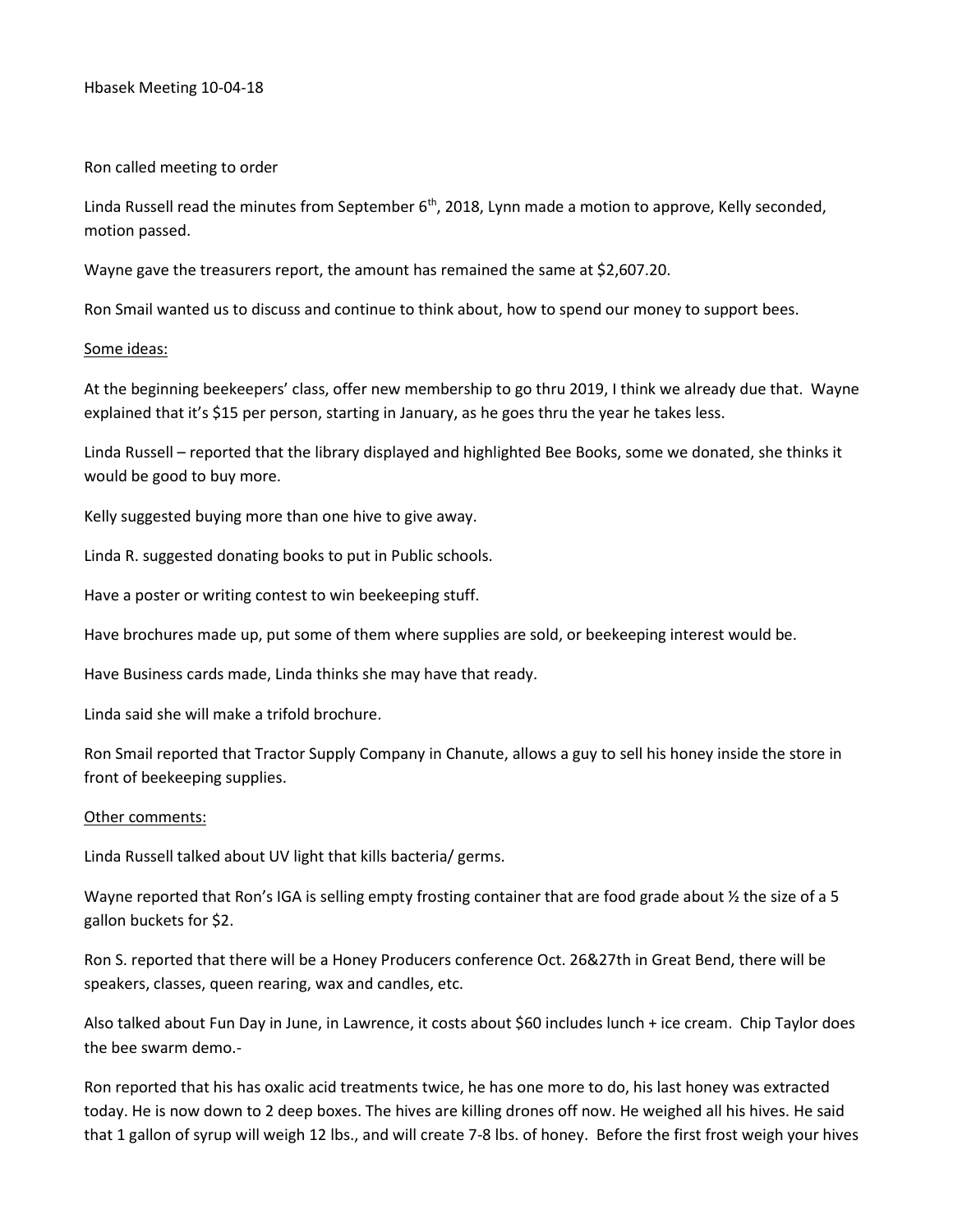Hbasek Meeting 10-04-18

Ron called meeting to order

Linda Russell read the minutes from September 6th, 2018, Lynn made a motion to approve, Kelly seconded, motion passed.

Wayne gave the treasurers report, the amount has remained the same at $2,607.20.

Ron Smail wanted us to discuss and continue to think about, how to spend our money to support bees.

<u>Some ideas:</u>

At the beginning beekeepers' class, offer new membership to go thru 2019, I think we already due that. Wayne explained that it's $15 per person, starting in January, as he goes thru the year he takes less.

Linda Russell – reported that the library displayed and highlighted Bee Books, some we donated, she thinks it would be good to buy more.

Kelly suggested buying more than one hive to give away.

Linda R. suggested donating books to put in Public schools.

Have a poster or writing contest to win beekeeping stuff.

Have brochures made up, put some of them where supplies are sold, or beekeeping interest would be.

Have Business cards made, Linda thinks she may have that ready.

Linda said she will make a trifold brochure.

Ron Smail reported that Tractor Supply Company in Chanute, allows a guy to sell his honey inside the store in front of beekeeping supplies.

<u>Other comments:</u>

Linda Russell talked about UV light that kills bacteria/ germs.

Wayne reported that Ron's IGA is selling empty frosting container that are food grade about ½ the size of a 5 gallon buckets for $2.

Ron S. reported that there will be a Honey Producers conference Oct. 26&27th in Great Bend, there will be speakers, classes, queen rearing, wax and candles, etc.

Also talked about Fun Day in June, in Lawrence, it costs about $60 includes lunch + ice cream. Chip Taylor does the bee swarm demo.-

Ron reported that his has oxalic acid treatments twice, he has one more to do, his last honey was extracted today. He is now down to 2 deep boxes. The hives are killing drones off now. He weighed all his hives. He said that 1 gallon of syrup will weigh 12 lbs., and will create 7-8 lbs. of honey. Before the first frost weigh your hives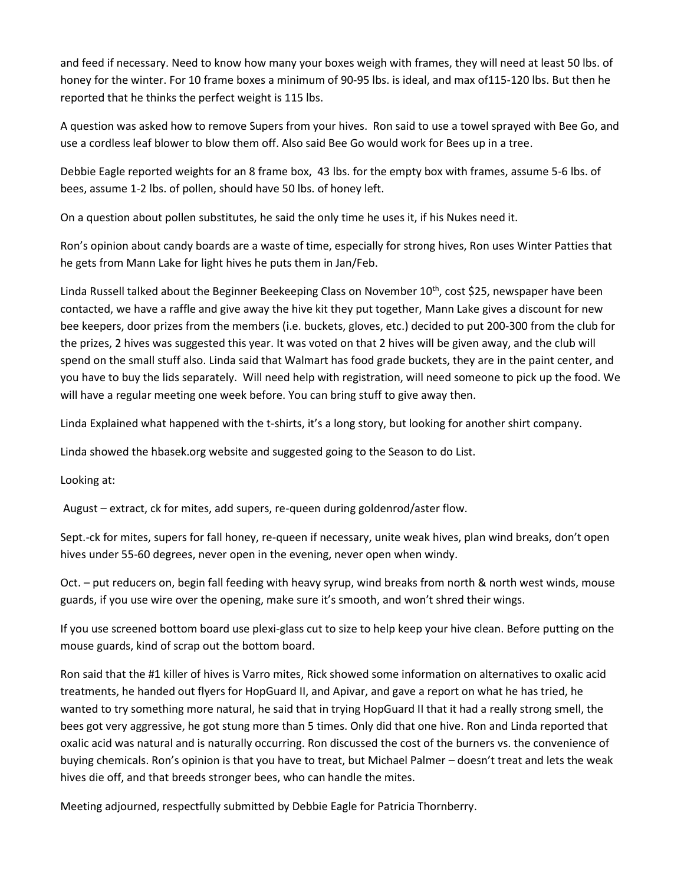and feed if necessary. Need to know how many your boxes weigh with frames, they will need at least 50 lbs. of honey for the winter. For 10 frame boxes a minimum of 90-95 lbs. is ideal, and max of115-120 lbs. But then he reported that he thinks the perfect weight is 115 lbs.

A question was asked how to remove Supers from your hives. Ron said to use a towel sprayed with Bee Go, and use a cordless leaf blower to blow them off. Also said Bee Go would work for Bees up in a tree.

Debbie Eagle reported weights for an 8 frame box, 43 lbs. for the empty box with frames, assume 5-6 lbs. of bees, assume 1-2 lbs. of pollen, should have 50 lbs. of honey left.

On a question about pollen substitutes, he said the only time he uses it, if his Nukes need it.

Ron's opinion about candy boards are a waste of time, especially for strong hives, Ron uses Winter Patties that he gets from Mann Lake for light hives he puts them in Jan/Feb.

Linda Russell talked about the Beginner Beekeeping Class on November 10th, cost $25, newspaper have been contacted, we have a raffle and give away the hive kit they put together, Mann Lake gives a discount for new bee keepers, door prizes from the members (i.e. buckets, gloves, etc.) decided to put 200-300 from the club for the prizes, 2 hives was suggested this year. It was voted on that 2 hives will be given away, and the club will spend on the small stuff also. Linda said that Walmart has food grade buckets, they are in the paint center, and you have to buy the lids separately. Will need help with registration, will need someone to pick up the food. We will have a regular meeting one week before. You can bring stuff to give away then.

Linda Explained what happened with the t-shirts, it's a long story, but looking for another shirt company.

Linda showed the hbasek.org website and suggested going to the Season to do List.

Looking at:

August – extract, ck for mites, add supers, re-queen during goldenrod/aster flow.

Sept.-ck for mites, supers for fall honey, re-queen if necessary, unite weak hives, plan wind breaks, don't open hives under 55-60 degrees, never open in the evening, never open when windy.

Oct. – put reducers on, begin fall feeding with heavy syrup, wind breaks from north & north west winds, mouse guards, if you use wire over the opening, make sure it's smooth, and won't shred their wings.

If you use screened bottom board use plexi-glass cut to size to help keep your hive clean. Before putting on the mouse guards, kind of scrap out the bottom board.

Ron said that the #1 killer of hives is Varro mites, Rick showed some information on alternatives to oxalic acid treatments, he handed out flyers for HopGuard II, and Apivar, and gave a report on what he has tried, he wanted to try something more natural, he said that in trying HopGuard II that it had a really strong smell, the bees got very aggressive, he got stung more than 5 times. Only did that one hive. Ron and Linda reported that oxalic acid was natural and is naturally occurring. Ron discussed the cost of the burners vs. the convenience of buying chemicals. Ron's opinion is that you have to treat, but Michael Palmer – doesn't treat and lets the weak hives die off, and that breeds stronger bees, who can handle the mites.

Meeting adjourned, respectfully submitted by Debbie Eagle for Patricia Thornberry.